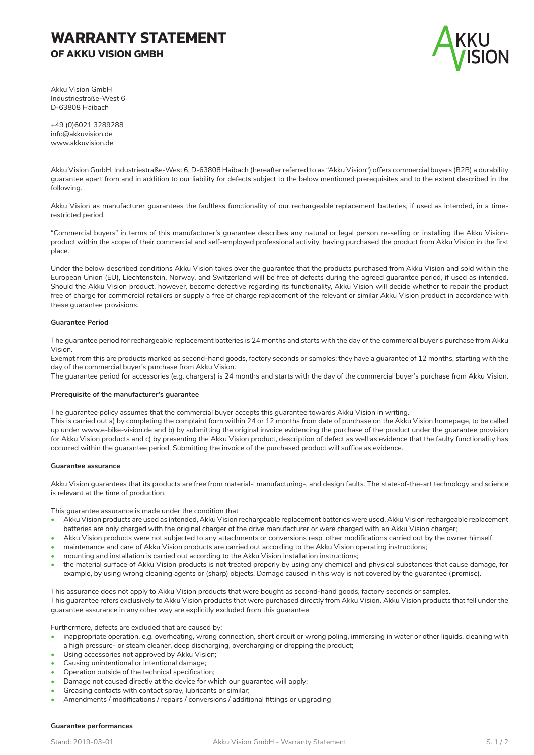# WARRANTY STATEMENT

## OF AKKU VISION GMBH

Akku Vision GmbH
Industriestraße-West 6
D-63808 Haibach

+49 (0)6021 3289288
info@akkuvision.de
www.akkuvision.de

Akku Vision GmbH, Industriestraße-West 6, D-63808 Haibach (hereafter referred to as "Akku Vision") offers commercial buyers (B2B) a durability guarantee apart from and in addition to our liability for defects subject to the below mentioned prerequisites and to the extent described in the following.

Akku Vision as manufacturer guarantees the faultless functionality of our rechargeable replacement batteries, if used as intended, in a time-restricted period.

"Commercial buyers" in terms of this manufacturer's guarantee describes any natural or legal person re-selling or installing the Akku Vision-product within the scope of their commercial and self-employed professional activity, having purchased the product from Akku Vision in the first place.

Under the below described conditions Akku Vision takes over the guarantee that the products purchased from Akku Vision and sold within the European Union (EU), Liechtenstein, Norway, and Switzerland will be free of defects during the agreed guarantee period, if used as intended. Should the Akku Vision product, however, become defective regarding its functionality, Akku Vision will decide whether to repair the product free of charge for commercial retailers or supply a free of charge replacement of the relevant or similar Akku Vision product in accordance with these guarantee provisions.

**Guarantee Period**

The guarantee period for rechargeable replacement batteries is 24 months and starts with the day of the commercial buyer's purchase from Akku Vision.
Exempt from this are products marked as second-hand goods, factory seconds or samples; they have a guarantee of 12 months, starting with the day of the commercial buyer's purchase from Akku Vision.
The guarantee period for accessories (e.g. chargers) is 24 months and starts with the day of the commercial buyer's purchase from Akku Vision.

**Prerequisite of the manufacturer's guarantee**

The guarantee policy assumes that the commercial buyer accepts this guarantee towards Akku Vision in writing.
This is carried out a) by completing the complaint form within 24 or 12 months from date of purchase on the Akku Vision homepage, to be called up under www.e-bike-vision.de and b) by submitting the original invoice evidencing the purchase of the product under the guarantee provision for Akku Vision products and c) by presenting the Akku Vision product, description of defect as well as evidence that the faulty functionality has occurred within the guarantee period. Submitting the invoice of the purchased product will suffice as evidence.

**Guarantee assurance**

Akku Vision guarantees that its products are free from material-, manufacturing-, and design faults. The state-of-the-art technology and science is relevant at the time of production.

This guarantee assurance is made under the condition that

- Akku Vision products are used as intended, Akku Vision rechargeable replacement batteries were used, Akku Vision rechargeable replacement batteries are only charged with the original charger of the drive manufacturer or were charged with an Akku Vision charger;
- Akku Vision products were not subjected to any attachments or conversions resp. other modifications carried out by the owner himself;
- maintenance and care of Akku Vision products are carried out according to the Akku Vision operating instructions;
- mounting and installation is carried out according to the Akku Vision installation instructions;
- the material surface of Akku Vision products is not treated properly by using any chemical and physical substances that cause damage, for example, by using wrong cleaning agents or (sharp) objects. Damage caused in this way is not covered by the guarantee (promise).

This assurance does not apply to Akku Vision products that were bought as second-hand goods, factory seconds or samples.
This guarantee refers exclusively to Akku Vision products that were purchased directly from Akku Vision. Akku Vision products that fell under the guarantee assurance in any other way are explicitly excluded from this guarantee.

Furthermore, defects are excluded that are caused by:

- inappropriate operation, e.g. overheating, wrong connection, short circuit or wrong poling, immersing in water or other liquids, cleaning with a high pressure- or steam cleaner, deep discharging, overcharging or dropping the product;
- Using accessories not approved by Akku Vision;
- Causing unintentional or intentional damage;
- Operation outside of the technical specification;
- Damage not caused directly at the device for which our guarantee will apply;
- Greasing contacts with contact spray, lubricants or similar;
- Amendments / modifications / repairs / conversions / additional fittings or upgrading

**Guarantee performances**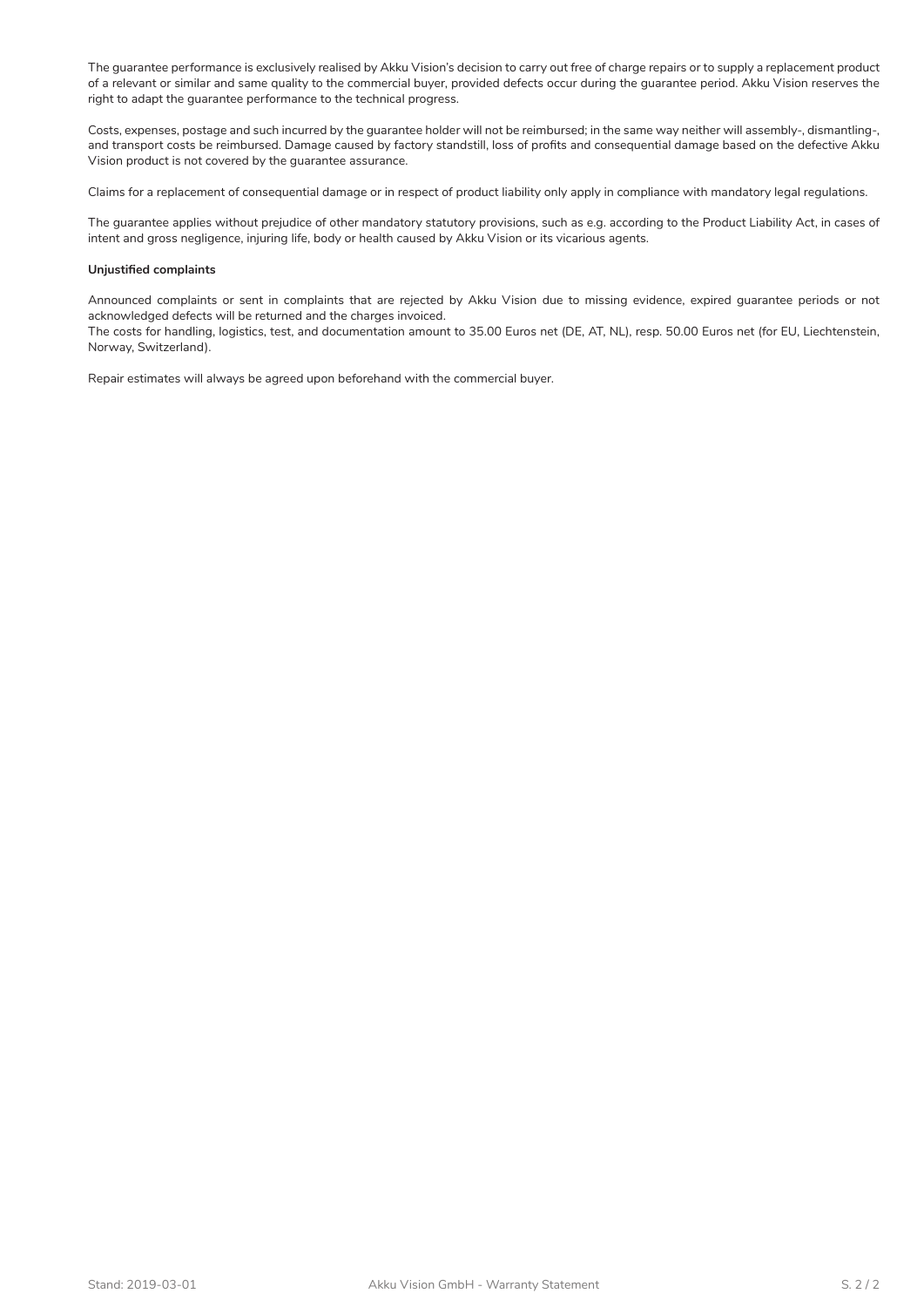The guarantee performance is exclusively realised by Akku Vision's decision to carry out free of charge repairs or to supply a replacement product of a relevant or similar and same quality to the commercial buyer, provided defects occur during the guarantee period. Akku Vision reserves the right to adapt the guarantee performance to the technical progress.

Costs, expenses, postage and such incurred by the guarantee holder will not be reimbursed; in the same way neither will assembly-, dismantling-, and transport costs be reimbursed. Damage caused by factory standstill, loss of profits and consequential damage based on the defective Akku Vision product is not covered by the guarantee assurance.

Claims for a replacement of consequential damage or in respect of product liability only apply in compliance with mandatory legal regulations.

The guarantee applies without prejudice of other mandatory statutory provisions, such as e.g. according to the Product Liability Act, in cases of intent and gross negligence, injuring life, body or health caused by Akku Vision or its vicarious agents.

**Unjustified complaints**

Announced complaints or sent in complaints that are rejected by Akku Vision due to missing evidence, expired guarantee periods or not acknowledged defects will be returned and the charges invoiced.
The costs for handling, logistics, test, and documentation amount to 35.00 Euros net (DE, AT, NL), resp. 50.00 Euros net (for EU, Liechtenstein, Norway, Switzerland).

Repair estimates will always be agreed upon beforehand with the commercial buyer.